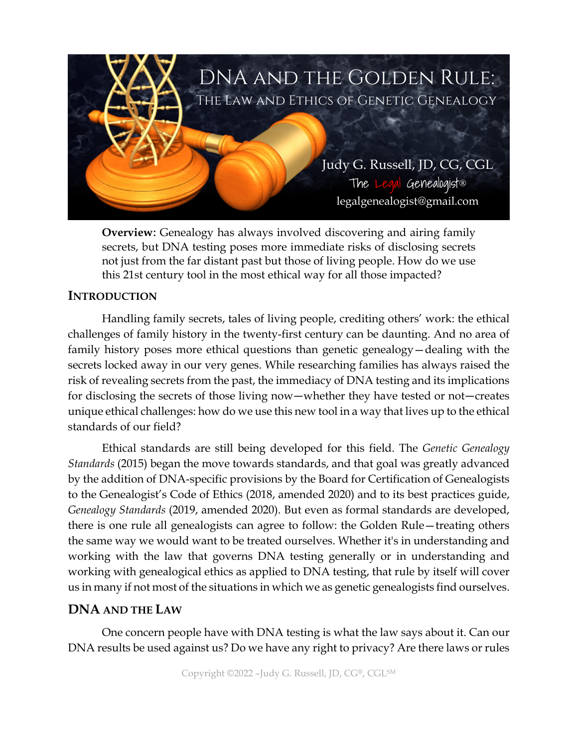# DNA and the Golden Rule:

## The Law and Ethics of Genetic Genealogy

Judy G. Russell, JD, CG, CGL
The Legal Genealogist®
legalgenealogist@gmail.com

**Overview**: Genealogy has always involved discovering and airing family secrets, but DNA testing poses more immediate risks of disclosing secrets not just from the far distant past but those of living people. How do we use this 21st century tool in the most ethical way for all those impacted?

## Introduction

Handling family secrets, tales of living people, crediting others' work: the ethical challenges of family history in the twenty-first century can be daunting. And no area of family history poses more ethical questions than genetic genealogy—dealing with the secrets locked away in our very genes. While researching families has always raised the risk of revealing secrets from the past, the immediacy of DNA testing and its implications for disclosing the secrets of those living now—whether they have tested or not—creates unique ethical challenges: how do we use this new tool in a way that lives up to the ethical standards of our field?

Ethical standards are still being developed for this field. The *Genetic Genealogy Standards* (2015) began the move towards standards, and that goal was greatly advanced by the addition of DNA-specific provisions by the Board for Certification of Genealogists to the Genealogist's Code of Ethics (2018, amended 2020) and to its best practices guide, *Genealogy Standards* (2019, amended 2020). But even as formal standards are developed, there is one rule all genealogists can agree to follow: the Golden Rule—treating others the same way we would want to be treated ourselves. Whether it's in understanding and working with the law that governs DNA testing generally or in understanding and working with genealogical ethics as applied to DNA testing, that rule by itself will cover us in many if not most of the situations in which we as genetic genealogists find ourselves.

## DNA and the Law

One concern people have with DNA testing is what the law says about it. Can our DNA results be used against us? Do we have any right to privacy? Are there laws or rules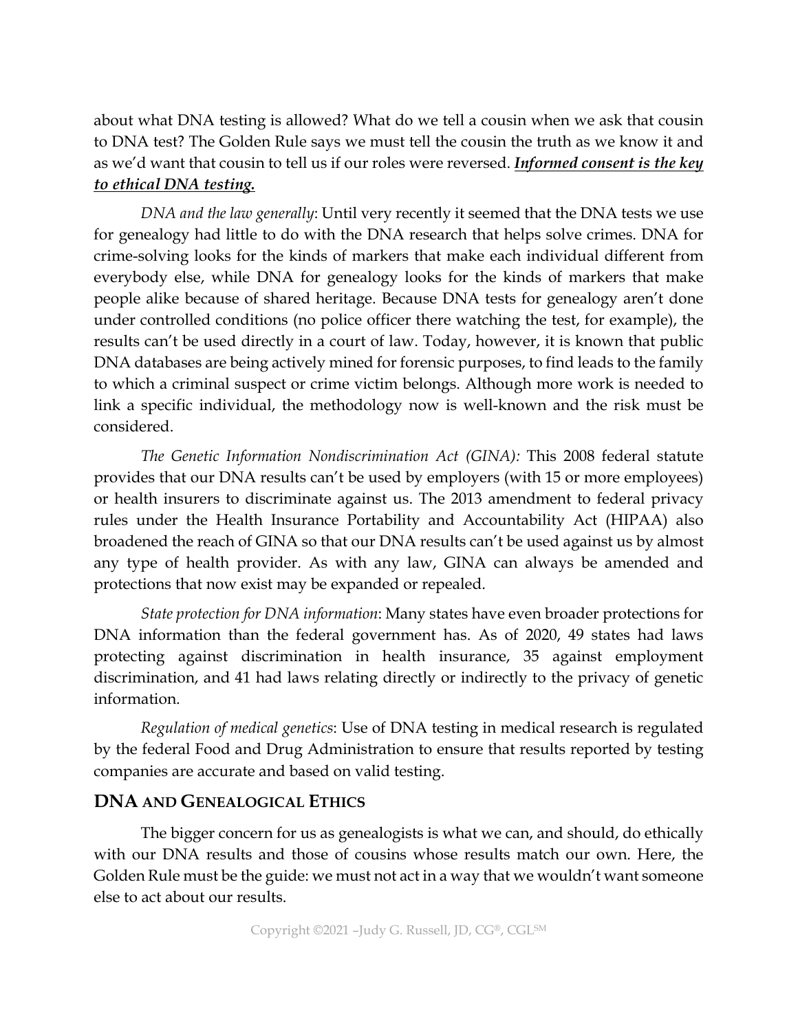about what DNA testing is allowed? What do we tell a cousin when we ask that cousin to DNA test? The Golden Rule says we must tell the cousin the truth as we know it and as we'd want that cousin to tell us if our roles were reversed. ***Informed consent is the key to ethical DNA testing.***

*DNA and the law generally*: Until very recently it seemed that the DNA tests we use for genealogy had little to do with the DNA research that helps solve crimes. DNA for crime-solving looks for the kinds of markers that make each individual different from everybody else, while DNA for genealogy looks for the kinds of markers that make people alike because of shared heritage. Because DNA tests for genealogy aren't done under controlled conditions (no police officer there watching the test, for example), the results can't be used directly in a court of law. Today, however, it is known that public DNA databases are being actively mined for forensic purposes, to find leads to the family to which a criminal suspect or crime victim belongs. Although more work is needed to link a specific individual, the methodology now is well-known and the risk must be considered.

*The Genetic Information Nondiscrimination Act (GINA):* This 2008 federal statute provides that our DNA results can't be used by employers (with 15 or more employees) or health insurers to discriminate against us. The 2013 amendment to federal privacy rules under the Health Insurance Portability and Accountability Act (HIPAA) also broadened the reach of GINA so that our DNA results can't be used against us by almost any type of health provider. As with any law, GINA can always be amended and protections that now exist may be expanded or repealed.

*State protection for DNA information*: Many states have even broader protections for DNA information than the federal government has. As of 2020, 49 states had laws protecting against discrimination in health insurance, 35 against employment discrimination, and 41 had laws relating directly or indirectly to the privacy of genetic information.

*Regulation of medical genetics*: Use of DNA testing in medical research is regulated by the federal Food and Drug Administration to ensure that results reported by testing companies are accurate and based on valid testing.

## DNA AND GENEALOGICAL ETHICS

The bigger concern for us as genealogists is what we can, and should, do ethically with our DNA results and those of cousins whose results match our own. Here, the Golden Rule must be the guide: we must not act in a way that we wouldn't want someone else to act about our results.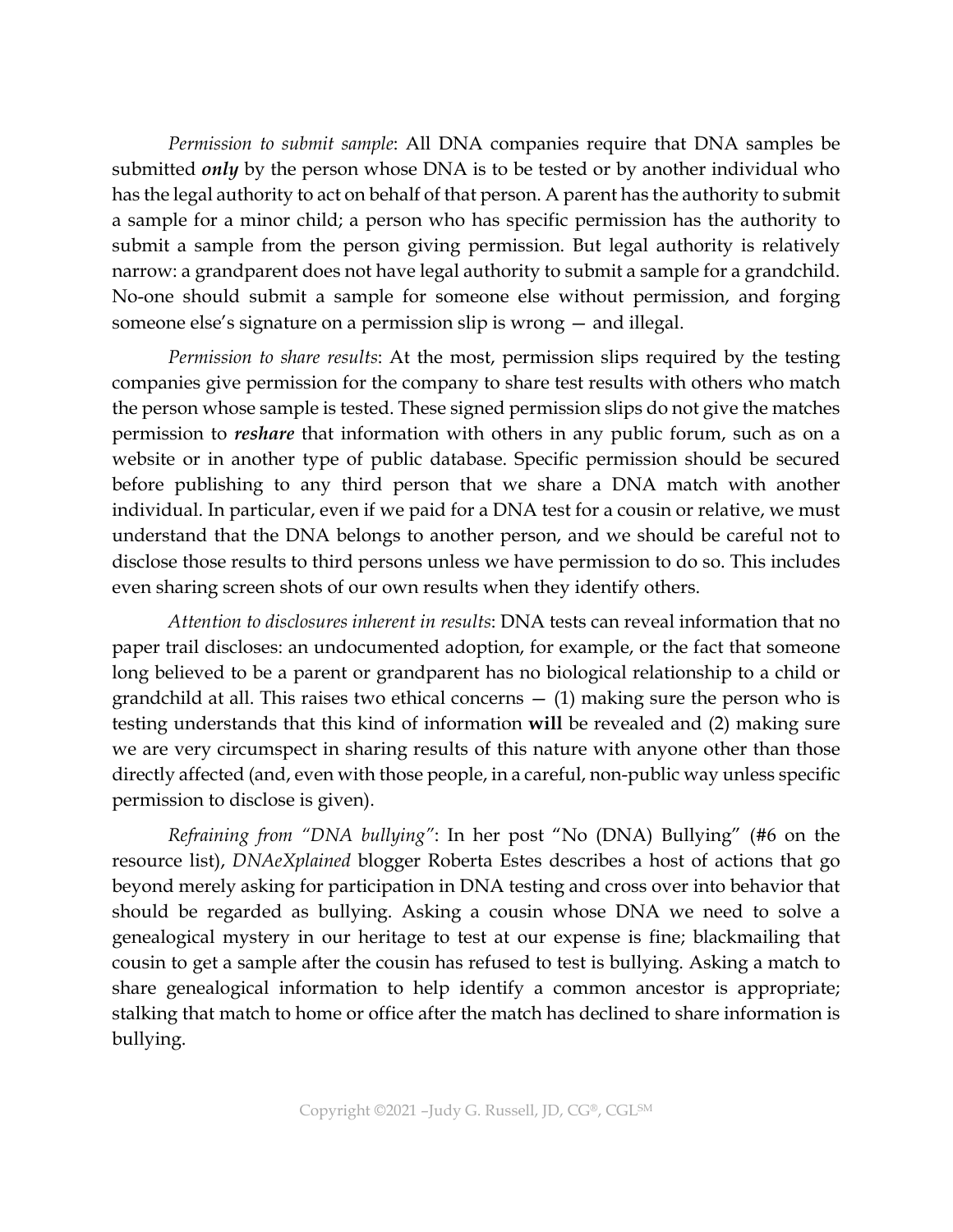*Permission to submit sample*: All DNA companies require that DNA samples be submitted ***only*** by the person whose DNA is to be tested or by another individual who has the legal authority to act on behalf of that person. A parent has the authority to submit a sample for a minor child; a person who has specific permission has the authority to submit a sample from the person giving permission. But legal authority is relatively narrow: a grandparent does not have legal authority to submit a sample for a grandchild. No-one should submit a sample for someone else without permission, and forging someone else's signature on a permission slip is wrong — and illegal.

*Permission to share results*: At the most, permission slips required by the testing companies give permission for the company to share test results with others who match the person whose sample is tested. These signed permission slips do not give the matches permission to ***reshare*** that information with others in any public forum, such as on a website or in another type of public database. Specific permission should be secured before publishing to any third person that we share a DNA match with another individual. In particular, even if we paid for a DNA test for a cousin or relative, we must understand that the DNA belongs to another person, and we should be careful not to disclose those results to third persons unless we have permission to do so. This includes even sharing screen shots of our own results when they identify others.

*Attention to disclosures inherent in results*: DNA tests can reveal information that no paper trail discloses: an undocumented adoption, for example, or the fact that someone long believed to be a parent or grandparent has no biological relationship to a child or grandchild at all. This raises two ethical concerns — (1) making sure the person who is testing understands that this kind of information **will** be revealed and (2) making sure we are very circumspect in sharing results of this nature with anyone other than those directly affected (and, even with those people, in a careful, non-public way unless specific permission to disclose is given).

*Refraining from "DNA bullying"*: In her post "No (DNA) Bullying" (#6 on the resource list), *DNAeXplained* blogger Roberta Estes describes a host of actions that go beyond merely asking for participation in DNA testing and cross over into behavior that should be regarded as bullying. Asking a cousin whose DNA we need to solve a genealogical mystery in our heritage to test at our expense is fine; blackmailing that cousin to get a sample after the cousin has refused to test is bullying. Asking a match to share genealogical information to help identify a common ancestor is appropriate; stalking that match to home or office after the match has declined to share information is bullying.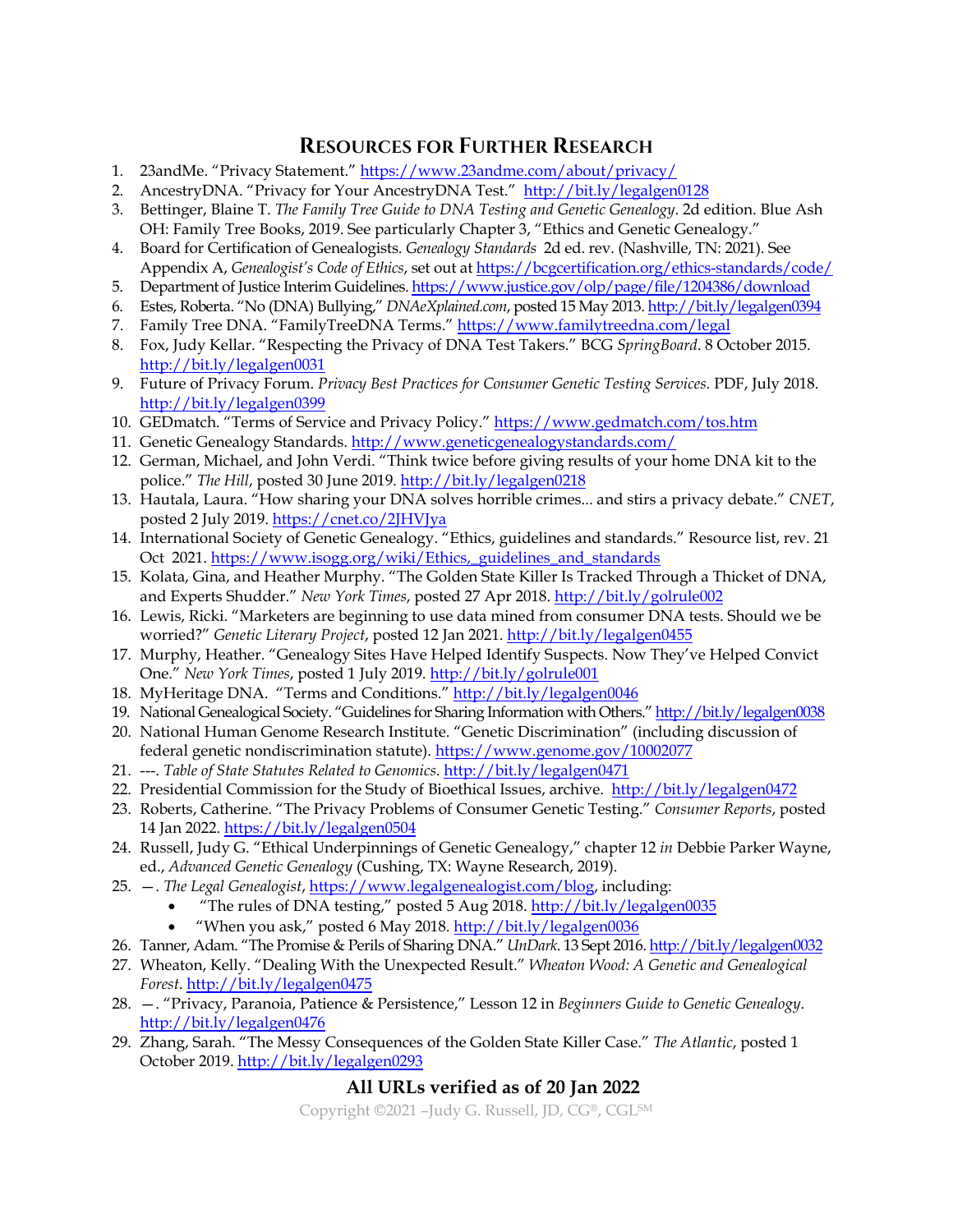## Resources for Further Research

1. 23andMe. "Privacy Statement." https://www.23andme.com/about/privacy/
2. AncestryDNA. "Privacy for Your AncestryDNA Test." http://bit.ly/legalgen0128
3. Bettinger, Blaine T. *The Family Tree Guide to DNA Testing and Genetic Genealogy*. 2d edition. Blue Ash OH: Family Tree Books, 2019. See particularly Chapter 3, "Ethics and Genetic Genealogy."
4. Board for Certification of Genealogists. *Genealogy Standards* 2d ed. rev. (Nashville, TN: 2021). See Appendix A, *Genealogist's Code of Ethics*, set out at https://bcgcertification.org/ethics-standards/code/
5. Department of Justice Interim Guidelines. https://www.justice.gov/olp/page/file/1204386/download
6. Estes, Roberta. "No (DNA) Bullying," *DNAeXplained.com*, posted 15 May 2013. http://bit.ly/legalgen0394
7. Family Tree DNA. "FamilyTreeDNA Terms." https://www.familytreedna.com/legal
8. Fox, Judy Kellar. "Respecting the Privacy of DNA Test Takers." BCG *SpringBoard*. 8 October 2015. http://bit.ly/legalgen0031
9. Future of Privacy Forum. *Privacy Best Practices for Consumer Genetic Testing Services*. PDF, July 2018. http://bit.ly/legalgen0399
10. GEDmatch. "Terms of Service and Privacy Policy." https://www.gedmatch.com/tos.htm
11. Genetic Genealogy Standards. http://www.geneticgenealogystandards.com/
12. German, Michael, and John Verdi. "Think twice before giving results of your home DNA kit to the police." *The Hill*, posted 30 June 2019. http://bit.ly/legalgen0218
13. Hautala, Laura. "How sharing your DNA solves horrible crimes... and stirs a privacy debate." *CNET*, posted 2 July 2019. https://cnet.co/2JHVJya
14. International Society of Genetic Genealogy. "Ethics, guidelines and standards." Resource list, rev. 21 Oct 2021. https://www.isogg.org/wiki/Ethics,_guidelines_and_standards
15. Kolata, Gina, and Heather Murphy. "The Golden State Killer Is Tracked Through a Thicket of DNA, and Experts Shudder." *New York Times*, posted 27 Apr 2018. http://bit.ly/golrule002
16. Lewis, Ricki. "Marketers are beginning to use data mined from consumer DNA tests. Should we be worried?" *Genetic Literary Project*, posted 12 Jan 2021. http://bit.ly/legalgen0455
17. Murphy, Heather. "Genealogy Sites Have Helped Identify Suspects. Now They've Helped Convict One." *New York Times*, posted 1 July 2019. http://bit.ly/golrule001
18. MyHeritage DNA. "Terms and Conditions." http://bit.ly/legalgen0046
19. National Genealogical Society. "Guidelines for Sharing Information with Others." http://bit.ly/legalgen0038
20. National Human Genome Research Institute. "Genetic Discrimination" (including discussion of federal genetic nondiscrimination statute). https://www.genome.gov/10002077
21. ---. *Table of State Statutes Related to Genomics*. http://bit.ly/legalgen0471
22. Presidential Commission for the Study of Bioethical Issues, archive. http://bit.ly/legalgen0472
23. Roberts, Catherine. "The Privacy Problems of Consumer Genetic Testing." *Consumer Reports*, posted 14 Jan 2022. https://bit.ly/legalgen0504
24. Russell, Judy G. "Ethical Underpinnings of Genetic Genealogy," chapter 12 *in* Debbie Parker Wayne, ed., *Advanced Genetic Genealogy* (Cushing, TX: Wayne Research, 2019).
25. —. *The Legal Genealogist*, https://www.legalgenealogist.com/blog, including:
    - "The rules of DNA testing," posted 5 Aug 2018. http://bit.ly/legalgen0035
    - "When you ask," posted 6 May 2018. http://bit.ly/legalgen0036
26. Tanner, Adam. "The Promise & Perils of Sharing DNA." *UnDark*. 13 Sept 2016. http://bit.ly/legalgen0032
27. Wheaton, Kelly. "Dealing With the Unexpected Result." *Wheaton Wood: A Genetic and Genealogical Forest*. http://bit.ly/legalgen0475
28. —. "Privacy, Paranoia, Patience & Persistence," Lesson 12 in *Beginners Guide to Genetic Genealogy*. http://bit.ly/legalgen0476
29. Zhang, Sarah. "The Messy Consequences of the Golden State Killer Case." *The Atlantic*, posted 1 October 2019. http://bit.ly/legalgen0293

**All URLs verified as of 20 Jan 2022**

Copyright ©2021 –Judy G. Russell, JD, CG®, CGL℠